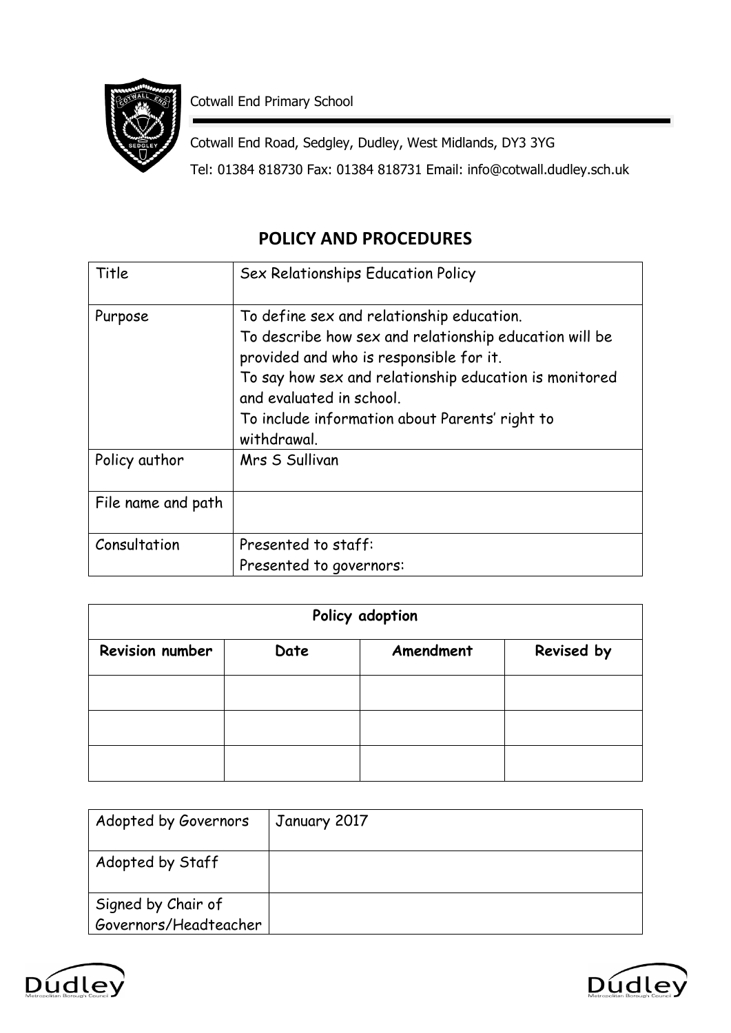Cotwall End Primary School

Cotwall End Road, Sedgley, Dudley, West Midlands, DY3 3YG

Tel: 01384 818730 Fax: 01384 818731 Email: info@cotwall.dudley.sch.uk

## POLICY AND PROCEDURES

| Title | Sex Relationships Education Policy |
|---|---|
| Purpose | To define sex and relationship education.<br>To describe how sex and relationship education will be provided and who is responsible for it.<br>To say how sex and relationship education is monitored and evaluated in school.<br>To include information about Parents' right to withdrawal. |
| Policy author | Mrs S Sullivan |
| File name and path | |
| Consultation | Presented to staff:<br>Presented to governors: |

| Policy adoption | | | |
|---|---|---|---|
| **Revision number** | **Date** | **Amendment** | **Revised by** |
| | | | |
| | | | |
| | | | |

| Adopted by Governors | January 2017 |
|---|---|
| Adopted by Staff | |
| Signed by Chair of Governors/Headteacher | |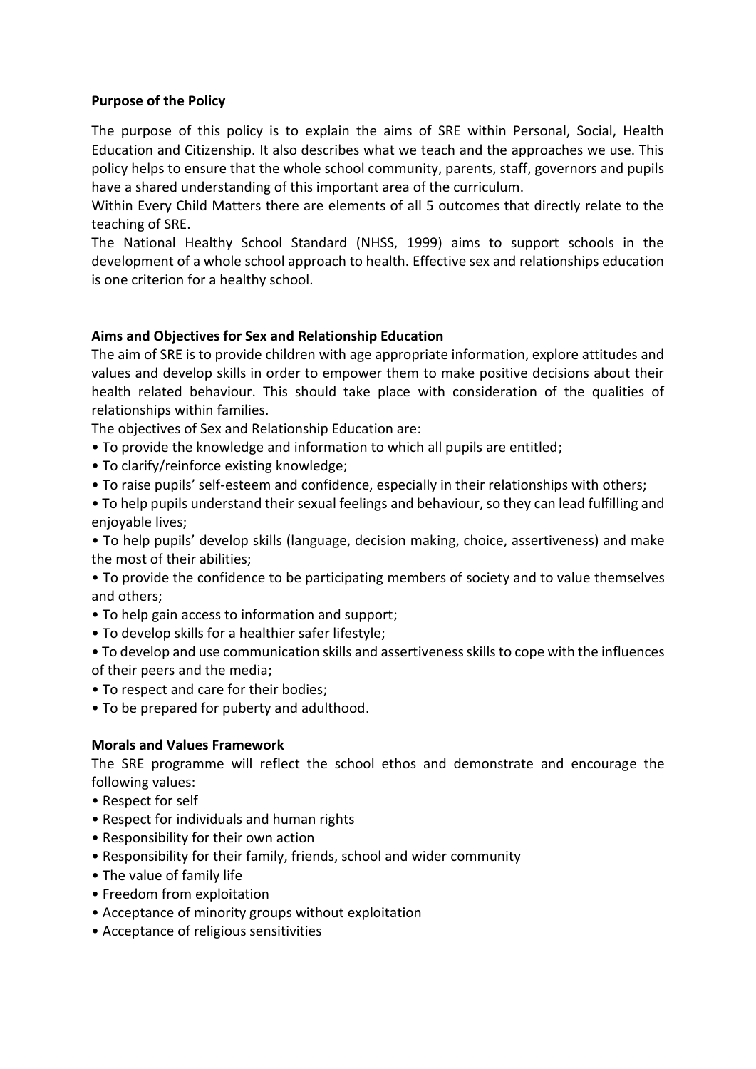**Purpose of the Policy**

The purpose of this policy is to explain the aims of SRE within Personal, Social, Health Education and Citizenship. It also describes what we teach and the approaches we use. This policy helps to ensure that the whole school community, parents, staff, governors and pupils have a shared understanding of this important area of the curriculum.

Within Every Child Matters there are elements of all 5 outcomes that directly relate to the teaching of SRE.

The National Healthy School Standard (NHSS, 1999) aims to support schools in the development of a whole school approach to health. Effective sex and relationships education is one criterion for a healthy school.

**Aims and Objectives for Sex and Relationship Education**

The aim of SRE is to provide children with age appropriate information, explore attitudes and values and develop skills in order to empower them to make positive decisions about their health related behaviour. This should take place with consideration of the qualities of relationships within families.

The objectives of Sex and Relationship Education are:

- To provide the knowledge and information to which all pupils are entitled;
- To clarify/reinforce existing knowledge;
- To raise pupils' self-esteem and confidence, especially in their relationships with others;
- To help pupils understand their sexual feelings and behaviour, so they can lead fulfilling and enjoyable lives;
- To help pupils' develop skills (language, decision making, choice, assertiveness) and make the most of their abilities;
- To provide the confidence to be participating members of society and to value themselves and others;
- To help gain access to information and support;
- To develop skills for a healthier safer lifestyle;
- To develop and use communication skills and assertiveness skills to cope with the influences of their peers and the media;
- To respect and care for their bodies;
- To be prepared for puberty and adulthood.

**Morals and Values Framework**

The SRE programme will reflect the school ethos and demonstrate and encourage the following values:

- Respect for self
- Respect for individuals and human rights
- Responsibility for their own action
- Responsibility for their family, friends, school and wider community
- The value of family life
- Freedom from exploitation
- Acceptance of minority groups without exploitation
- Acceptance of religious sensitivities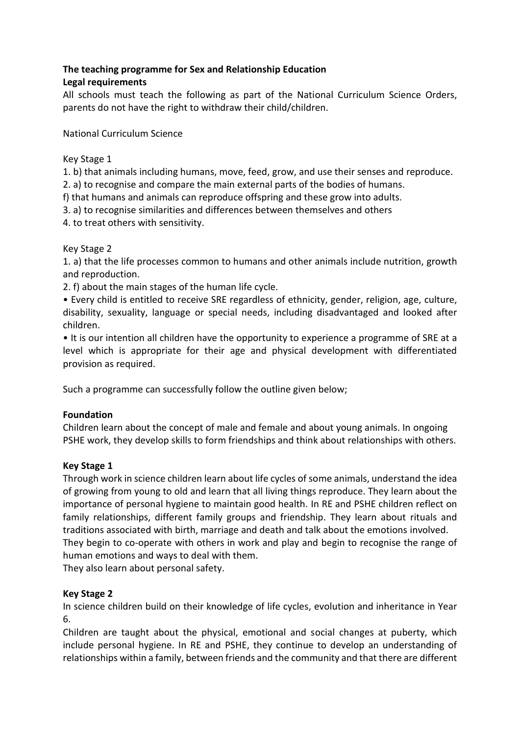**The teaching programme for Sex and Relationship Education**
**Legal requirements**

All schools must teach the following as part of the National Curriculum Science Orders, parents do not have the right to withdraw their child/children.

National Curriculum Science

Key Stage 1

1. b) that animals including humans, move, feed, grow, and use their senses and reproduce.
2. a) to recognise and compare the main external parts of the bodies of humans.
f) that humans and animals can reproduce offspring and these grow into adults.
3. a) to recognise similarities and differences between themselves and others
4. to treat others with sensitivity.

Key Stage 2

1. a) that the life processes common to humans and other animals include nutrition, growth and reproduction.
2. f) about the main stages of the human life cycle.

- Every child is entitled to receive SRE regardless of ethnicity, gender, religion, age, culture, disability, sexuality, language or special needs, including disadvantaged and looked after children.
- It is our intention all children have the opportunity to experience a programme of SRE at a level which is appropriate for their age and physical development with differentiated provision as required.

Such a programme can successfully follow the outline given below;

**Foundation**

Children learn about the concept of male and female and about young animals. In ongoing PSHE work, they develop skills to form friendships and think about relationships with others.

**Key Stage 1**

Through work in science children learn about life cycles of some animals, understand the idea of growing from young to old and learn that all living things reproduce. They learn about the importance of personal hygiene to maintain good health. In RE and PSHE children reflect on family relationships, different family groups and friendship. They learn about rituals and traditions associated with birth, marriage and death and talk about the emotions involved. They begin to co-operate with others in work and play and begin to recognise the range of human emotions and ways to deal with them.

They also learn about personal safety.

**Key Stage 2**

In science children build on their knowledge of life cycles, evolution and inheritance in Year 6.

Children are taught about the physical, emotional and social changes at puberty, which include personal hygiene. In RE and PSHE, they continue to develop an understanding of relationships within a family, between friends and the community and that there are different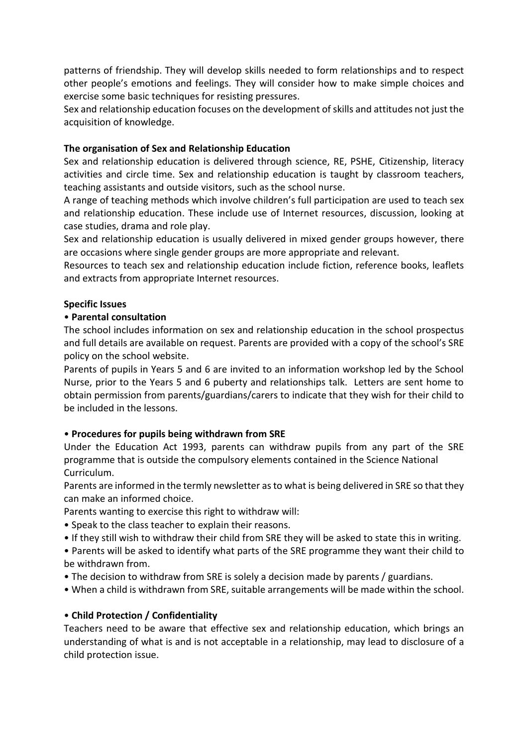patterns of friendship. They will develop skills needed to form relationships and to respect other people's emotions and feelings. They will consider how to make simple choices and exercise some basic techniques for resisting pressures.

Sex and relationship education focuses on the development of skills and attitudes not just the acquisition of knowledge.

**The organisation of Sex and Relationship Education**

Sex and relationship education is delivered through science, RE, PSHE, Citizenship, literacy activities and circle time. Sex and relationship education is taught by classroom teachers, teaching assistants and outside visitors, such as the school nurse.

A range of teaching methods which involve children's full participation are used to teach sex and relationship education. These include use of Internet resources, discussion, looking at case studies, drama and role play.

Sex and relationship education is usually delivered in mixed gender groups however, there are occasions where single gender groups are more appropriate and relevant.

Resources to teach sex and relationship education include fiction, reference books, leaflets and extracts from appropriate Internet resources.

**Specific Issues**

• **Parental consultation**

The school includes information on sex and relationship education in the school prospectus and full details are available on request. Parents are provided with a copy of the school's SRE policy on the school website.

Parents of pupils in Years 5 and 6 are invited to an information workshop led by the School Nurse, prior to the Years 5 and 6 puberty and relationships talk. Letters are sent home to obtain permission from parents/guardians/carers to indicate that they wish for their child to be included in the lessons.

• **Procedures for pupils being withdrawn from SRE**

Under the Education Act 1993, parents can withdraw pupils from any part of the SRE programme that is outside the compulsory elements contained in the Science National Curriculum.

Parents are informed in the termly newsletter as to what is being delivered in SRE so that they can make an informed choice.

Parents wanting to exercise this right to withdraw will:

- Speak to the class teacher to explain their reasons.
- If they still wish to withdraw their child from SRE they will be asked to state this in writing.
- Parents will be asked to identify what parts of the SRE programme they want their child to be withdrawn from.
- The decision to withdraw from SRE is solely a decision made by parents / guardians.
- When a child is withdrawn from SRE, suitable arrangements will be made within the school.

• **Child Protection / Confidentiality**

Teachers need to be aware that effective sex and relationship education, which brings an understanding of what is and is not acceptable in a relationship, may lead to disclosure of a child protection issue.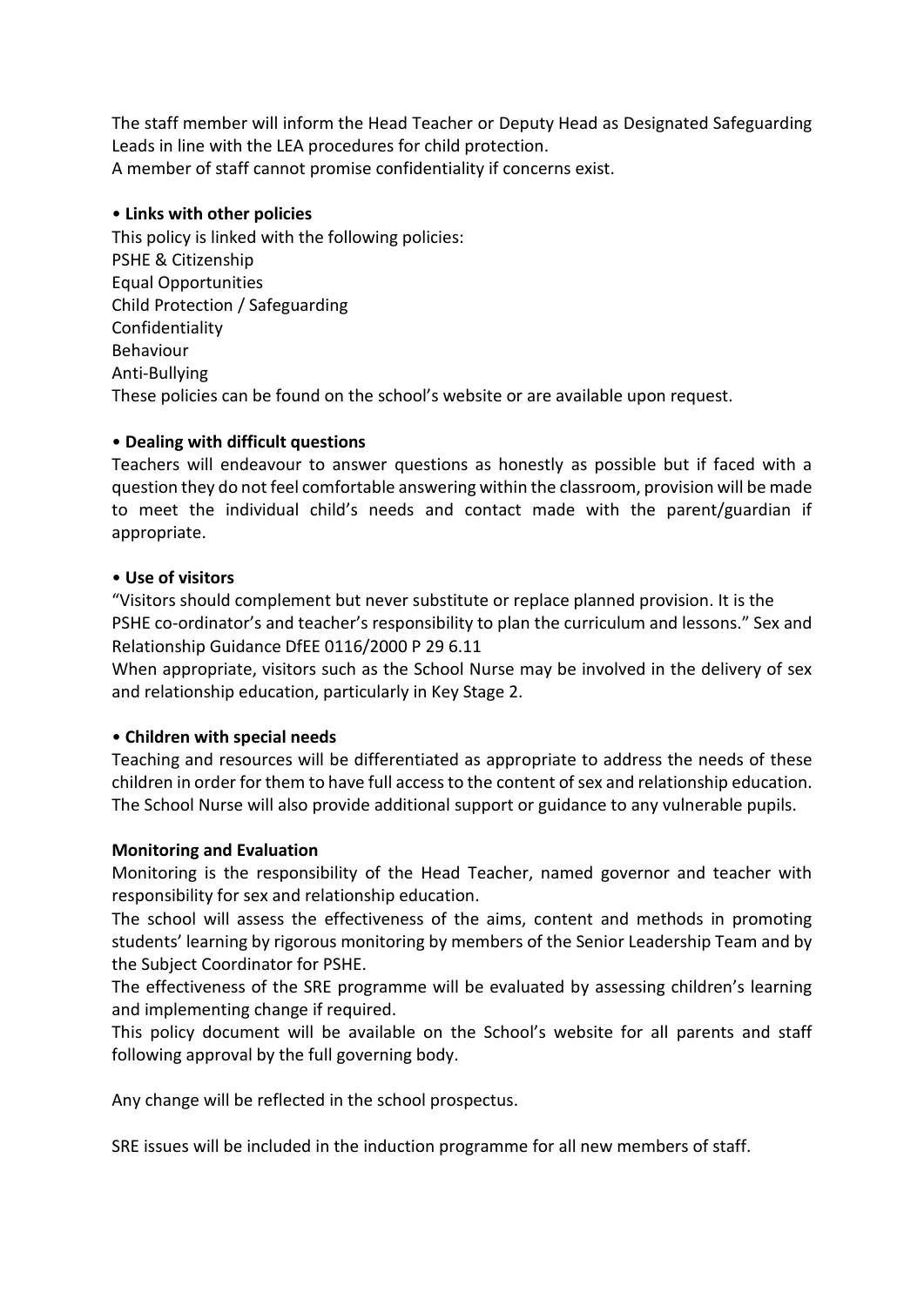The staff member will inform the Head Teacher or Deputy Head as Designated Safeguarding Leads in line with the LEA procedures for child protection.
A member of staff cannot promise confidentiality if concerns exist.

• **Links with other policies**

This policy is linked with the following policies:
PSHE & Citizenship
Equal Opportunities
Child Protection / Safeguarding
Confidentiality
Behaviour
Anti-Bullying
These policies can be found on the school's website or are available upon request.

• **Dealing with difficult questions**

Teachers will endeavour to answer questions as honestly as possible but if faced with a question they do not feel comfortable answering within the classroom, provision will be made to meet the individual child's needs and contact made with the parent/guardian if appropriate.

• **Use of visitors**

"Visitors should complement but never substitute or replace planned provision. It is the PSHE co-ordinator's and teacher's responsibility to plan the curriculum and lessons." Sex and Relationship Guidance DfEE 0116/2000 P 29 6.11
When appropriate, visitors such as the School Nurse may be involved in the delivery of sex and relationship education, particularly in Key Stage 2.

• **Children with special needs**

Teaching and resources will be differentiated as appropriate to address the needs of these children in order for them to have full access to the content of sex and relationship education. The School Nurse will also provide additional support or guidance to any vulnerable pupils.

**Monitoring and Evaluation**

Monitoring is the responsibility of the Head Teacher, named governor and teacher with responsibility for sex and relationship education.
The school will assess the effectiveness of the aims, content and methods in promoting students' learning by rigorous monitoring by members of the Senior Leadership Team and by the Subject Coordinator for PSHE.
The effectiveness of the SRE programme will be evaluated by assessing children's learning and implementing change if required.
This policy document will be available on the School's website for all parents and staff following approval by the full governing body.

Any change will be reflected in the school prospectus.

SRE issues will be included in the induction programme for all new members of staff.